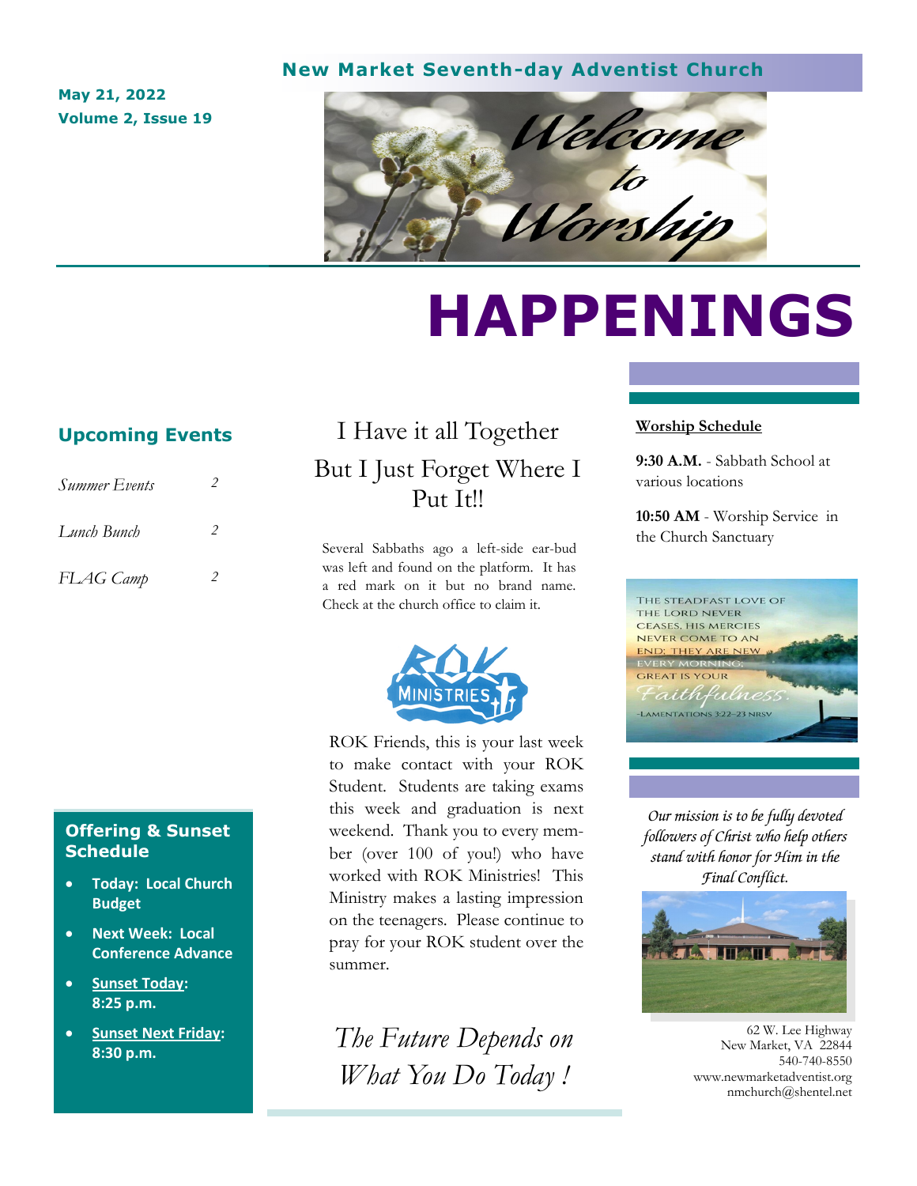**New Market Seventh-day Adventist Church**

**May 21, 2022**
**Volume 2, Issue 19**

*Welcome to Worship*

# HAPPENINGS

## Upcoming Events

| | |
|---|---|
| *Summer Events* | *2* |
| *Lunch Bunch* | *2* |
| *FLAG Camp* | *2* |

## I Have it all Together But I Just Forget Where I Put It!!

Several Sabbaths ago a left-side ear-bud was left and found on the platform. It has a red mark on it but no brand name. Check at the church office to claim it.

ROK MINISTRIES

ROK Friends, this is your last week to make contact with your ROK Student. Students are taking exams this week and graduation is next weekend. Thank you to every member (over 100 of you!) who have worked with ROK Ministries! This Ministry makes a lasting impression on the teenagers. Please continue to pray for your ROK student over the summer.

*The Future Depends on What You Do Today !*

## Offering & Sunset Schedule

- **Today: Local Church Budget**
- **Next Week: Local Conference Advance**
- **Sunset Today: 8:25 p.m.**
- **Sunset Next Friday: 8:30 p.m.**

**Worship Schedule**

**9:30 A.M.** - Sabbath School at various locations

**10:50 AM** - Worship Service in the Church Sanctuary

THE STEADFAST LOVE OF THE LORD NEVER CEASES, HIS MERCIES NEVER COME TO AN END; THEY ARE NEW EVERY MORNING; GREAT IS YOUR *Faithfulness.*
-LAMENTATIONS 3:22-23 NRSV

*Our mission is to be fully devoted followers of Christ who help others stand with honor for Him in the Final Conflict.*

62 W. Lee Highway
New Market, VA 22844
540-740-8550
www.newmarketadventist.org
nmchurch@shentel.net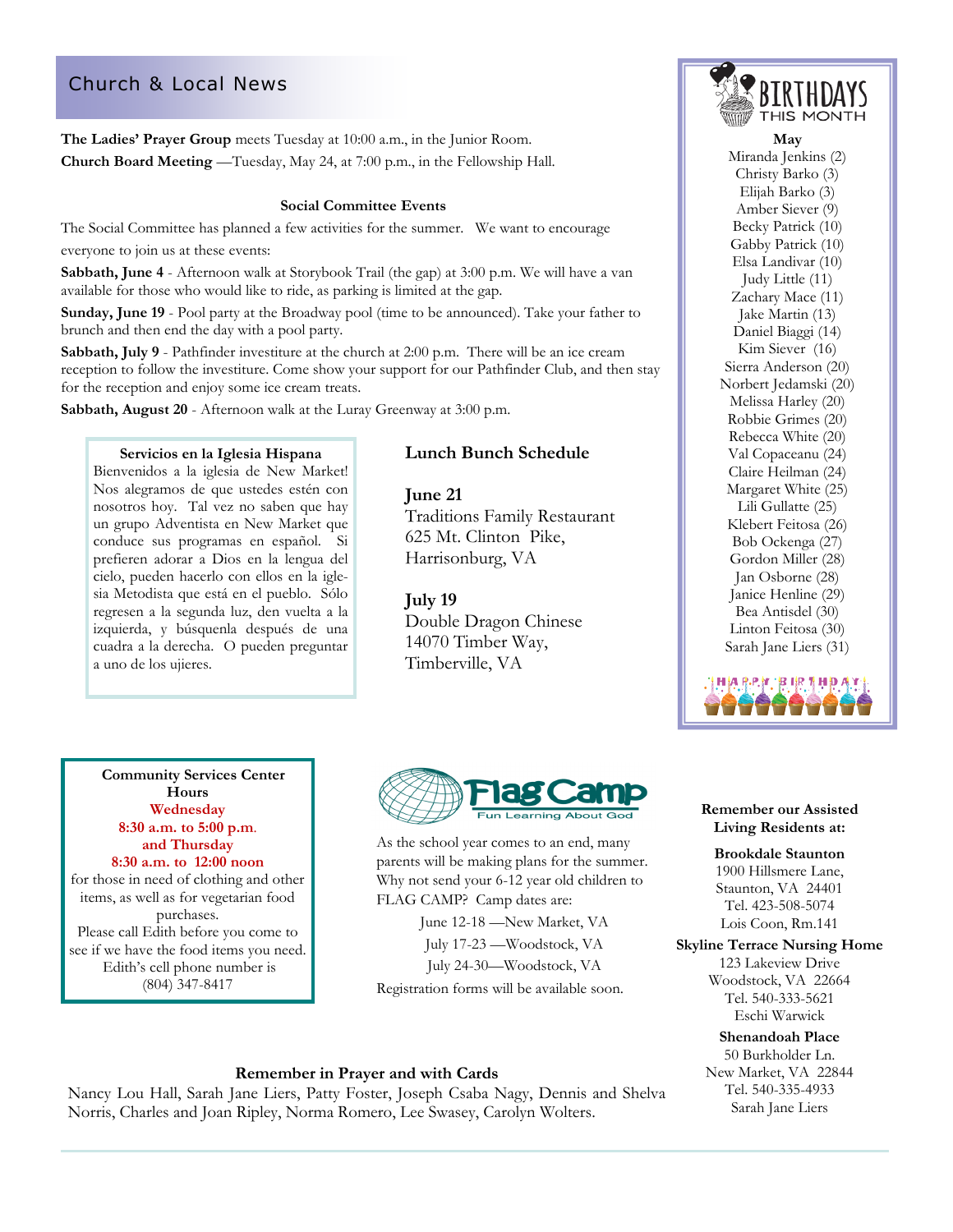## Church & Local News

**The Ladies' Prayer Group** meets Tuesday at 10:00 a.m., in the Junior Room.
**Church Board Meeting** —Tuesday, May 24, at 7:00 p.m., in the Fellowship Hall.

### Social Committee Events

The Social Committee has planned a few activities for the summer. We want to encourage everyone to join us at these events:

**Sabbath, June 4** - Afternoon walk at Storybook Trail (the gap) at 3:00 p.m. We will have a van available for those who would like to ride, as parking is limited at the gap.

**Sunday, June 19** - Pool party at the Broadway pool (time to be announced). Take your father to brunch and then end the day with a pool party.

**Sabbath, July 9** - Pathfinder investiture at the church at 2:00 p.m. There will be an ice cream reception to follow the investiture. Come show your support for our Pathfinder Club, and then stay for the reception and enjoy some ice cream treats.

**Sabbath, August 20** - Afternoon walk at the Luray Greenway at 3:00 p.m.

### Servicios en la Iglesia Hispana

Bienvenidos a la iglesia de New Market! Nos alegramos de que ustedes estén con nosotros hoy. Tal vez no saben que hay un grupo Adventista en New Market que conduce sus programas en español. Si prefieren adorar a Dios en la lengua del cielo, pueden hacerlo con ellos en la iglesia Metodista que está en el pueblo. Sólo regresen a la segunda luz, den vuelta a la izquierda, y búsquenla después de una cuadra a la derecha. O pueden preguntar a uno de los ujieres.

### Lunch Bunch Schedule

**June 21**
Traditions Family Restaurant
625 Mt. Clinton Pike,
Harrisonburg, VA

**July 19**
Double Dragon Chinese
14070 Timber Way,
Timberville, VA

### BIRTHDAYS THIS MONTH

**May**
Miranda Jenkins (2)
Christy Barko (3)
Elijah Barko (3)
Amber Siever (9)
Becky Patrick (10)
Gabby Patrick (10)
Elsa Landivar (10)
Judy Little (11)
Zachary Mace (11)
Jake Martin (13)
Daniel Biaggi (14)
Kim Siever (16)
Sierra Anderson (20)
Norbert Jedamski (20)
Melissa Harley (20)
Robbie Grimes (20)
Rebecca White (20)
Val Copaceanu (24)
Claire Heilman (24)
Margaret White (25)
Lili Gullatte (25)
Klebert Feitosa (26)
Bob Ockenga (27)
Gordon Miller (28)
Jan Osborne (28)
Janice Henline (29)
Bea Antisdel (30)
Linton Feitosa (30)
Sarah Jane Liers (31)

HAPPY BIRTHDAY

### Community Services Center Hours

**Wednesday**
**8:30 a.m. to 5:00 p.m.**
**and Thursday**
**8:30 a.m. to 12:00 noon**
for those in need of clothing and other items, as well as for vegetarian food purchases.
Please call Edith before you come to see if we have the food items you need. Edith's cell phone number is (804) 347-8417

### Flag Camp
Fun Learning About God

As the school year comes to an end, many parents will be making plans for the summer. Why not send your 6-12 year old children to FLAG CAMP? Camp dates are:

June 12-18 —New Market, VA
July 17-23 —Woodstock, VA
July 24-30—Woodstock, VA

Registration forms will be available soon.

### Remember our Assisted Living Residents at:

**Brookdale Staunton**
1900 Hillsmere Lane,
Staunton, VA 24401
Tel. 423-508-5074
Lois Coon, Rm.141

**Skyline Terrace Nursing Home**
123 Lakeview Drive
Woodstock, VA 22664
Tel. 540-333-5621
Eschi Warwick

**Shenandoah Place**
50 Burkholder Ln.
New Market, VA 22844
Tel. 540-335-4933
Sarah Jane Liers

### Remember in Prayer and with Cards

Nancy Lou Hall, Sarah Jane Liers, Patty Foster, Joseph Csaba Nagy, Dennis and Shelva Norris, Charles and Joan Ripley, Norma Romero, Lee Swasey, Carolyn Wolters.